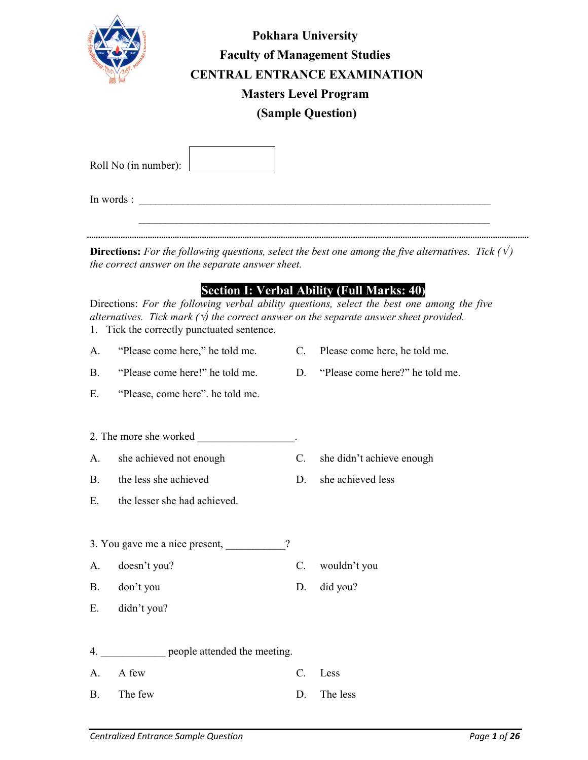# Pokhara University

## Faculty of Management Studies

## CENTRAL ENTRANCE EXAMINATION

## Masters Level Program

## (Sample Question)

Roll No (in number): 

In words : ____________________________________________________________________

____________________________________________________________________

**Directions:** *For the following questions, select the best one among the five alternatives. Tick (√) the correct answer on the separate answer sheet.*

## Section I: Verbal Ability (Full Marks: 40)

Directions: *For the following verbal ability questions, select the best one among the five alternatives. Tick mark (√) the correct answer on the separate answer sheet provided.*

1. Tick the correctly punctuated sentence.

A. "Please come here," he told me.

B. "Please come here!" he told me.

C. Please come here, he told me.

D. "Please come here?" he told me.

E. "Please, come here". he told me.

2. The more she worked __________________.

A. she achieved not enough

B. the less she achieved

C. she didn't achieve enough

D. she achieved less

E. the lesser she had achieved.

3. You gave me a nice present, ___________?

A. doesn't you?

B. don't you

C. wouldn't you

D. did you?

E. didn't you?

4. ____________ people attended the meeting.

A. A few

B. The few

C. Less

D. The less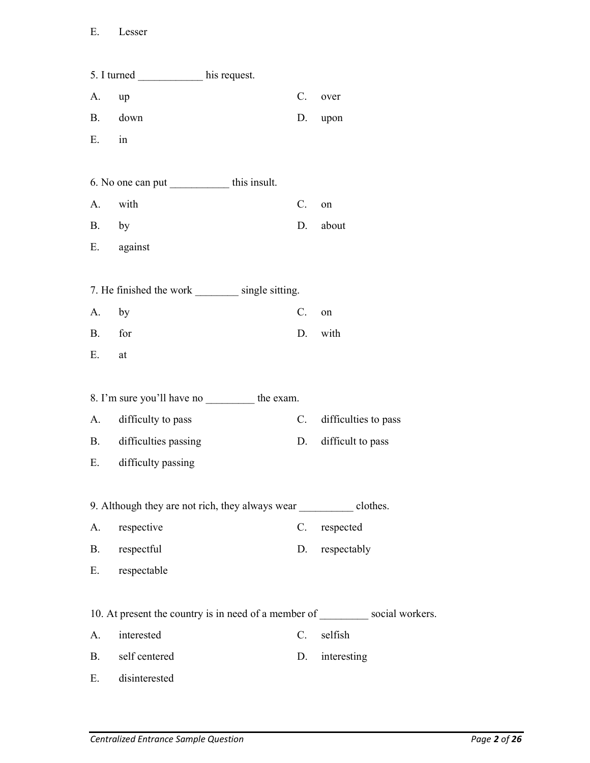E. Lesser

5. I turned ____________ his request.

A. up
B. down
C. over
D. upon
E. in

6. No one can put ___________ this insult.

A. with
B. by
C. on
D. about
E. against

7. He finished the work ________ single sitting.

A. by
B. for
C. on
D. with
E. at

8. I'm sure you'll have no _________ the exam.

A. difficulty to pass
B. difficulties passing
C. difficulties to pass
D. difficult to pass
E. difficulty passing

9. Although they are not rich, they always wear __________ clothes.

A. respective
B. respectful
C. respected
D. respectably
E. respectable

10. At present the country is in need of a member of _________ social workers.

A. interested
B. self centered
C. selfish
D. interesting
E. disinterested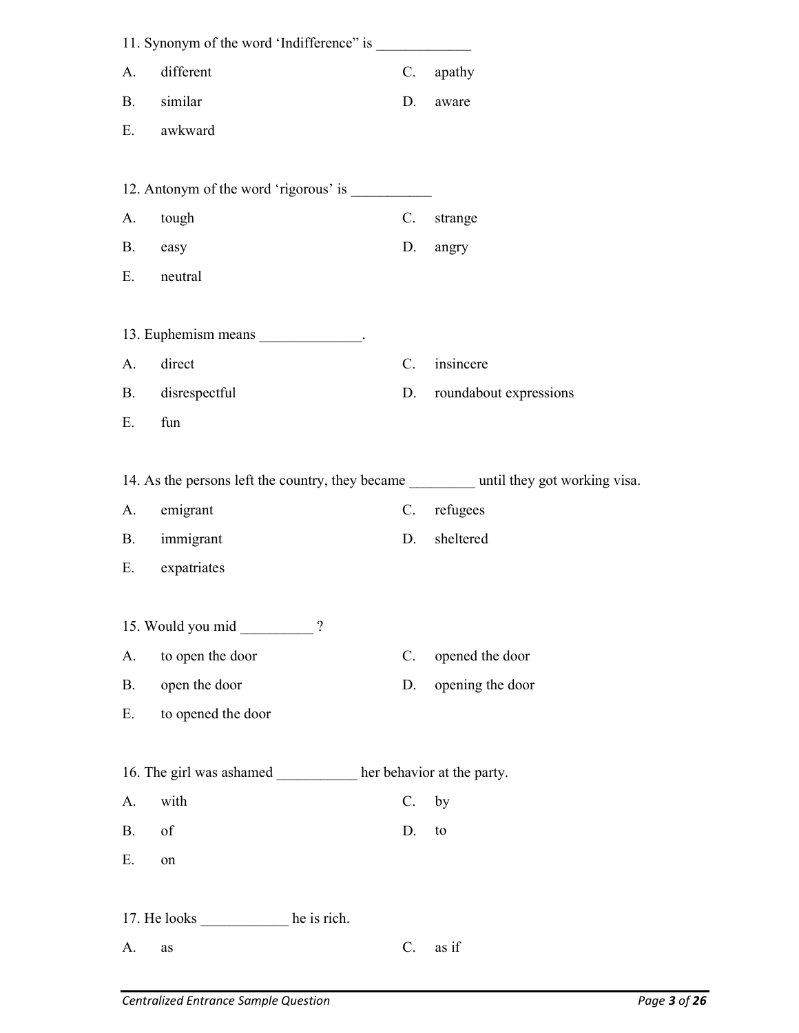11. Synonym of the word 'Indifference" is _____________

A. different
C. apathy
B. similar
D. aware
E. awkward

12. Antonym of the word 'rigorous' is ___________

A. tough
C. strange
B. easy
D. angry
E. neutral

13. Euphemism means ______________.

A. direct
C. insincere
B. disrespectful
D. roundabout expressions
E. fun

14. As the persons left the country, they became _________ until they got working visa.

A. emigrant
C. refugees
B. immigrant
D. sheltered
E. expatriates

15. Would you mid __________ ?

A. to open the door
C. opened the door
B. open the door
D. opening the door
E. to opened the door

16. The girl was ashamed ___________ her behavior at the party.

A. with
C. by
B. of
D. to
E. on

17. He looks ____________ he is rich.

A. as
C. as if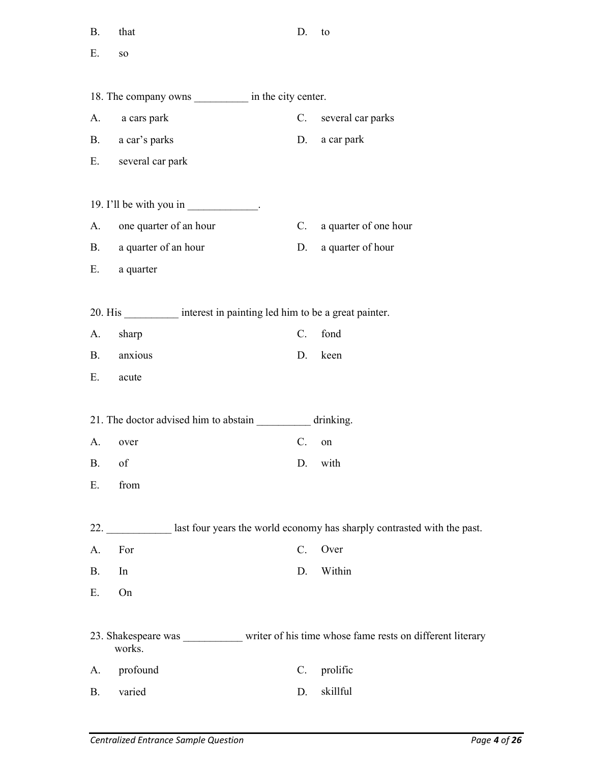B. that

D. to

E. so

18. The company owns __________ in the city center.

A. a cars park

C. several car parks

B. a car's parks

D. a car park

E. several car park

19. I'll be with you in _____________.

A. one quarter of an hour

C. a quarter of one hour

B. a quarter of an hour

D. a quarter of hour

E. a quarter

20. His __________ interest in painting led him to be a great painter.

A. sharp

C. fond

B. anxious

D. keen

E. acute

21. The doctor advised him to abstain __________ drinking.

A. over

C. on

B. of

D. with

E. from

22. ____________ last four years the world economy has sharply contrasted with the past.

A. For

C. Over

B. In

D. Within

E. On

23. Shakespeare was ___________ writer of his time whose fame rests on different literary works.

A. profound

C. prolific

B. varied

D. skillful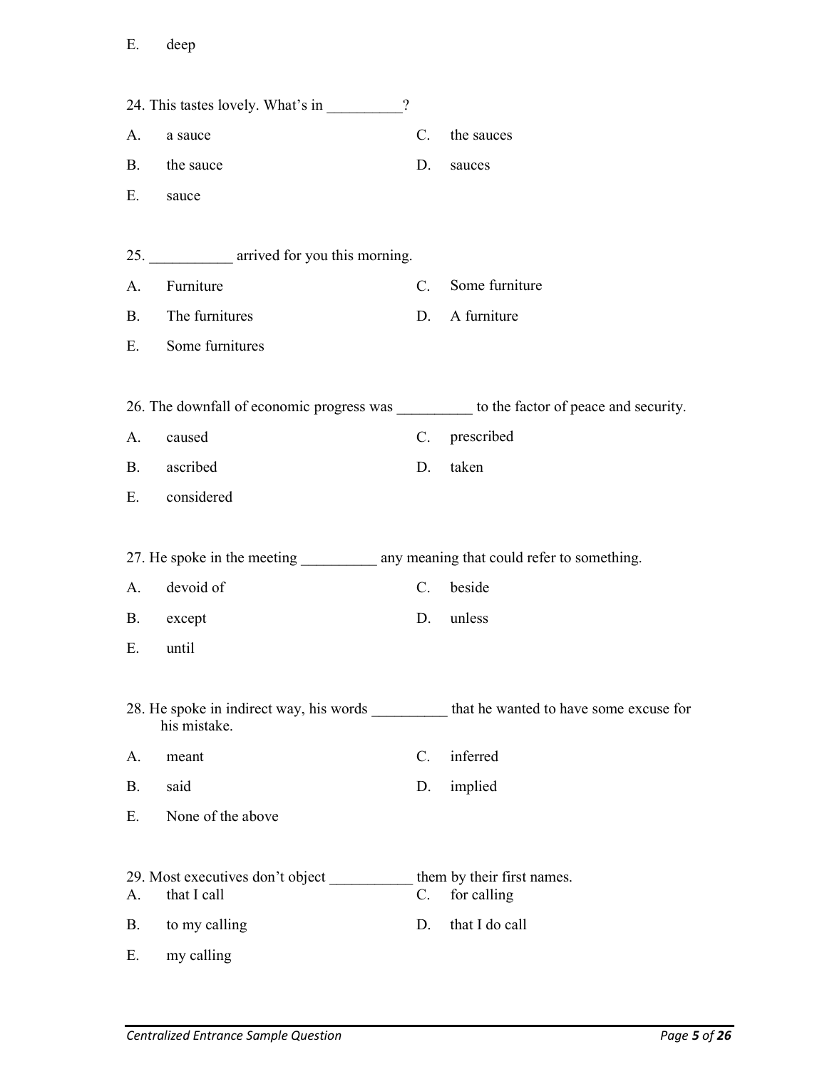E. deep

24. This tastes lovely. What's in __________?

A. a sauce
B. the sauce
C. the sauces
D. sauces
E. sauce

25. ___________ arrived for you this morning.

A. Furniture
B. The furnitures
C. Some furniture
D. A furniture
E. Some furnitures

26. The downfall of economic progress was __________ to the factor of peace and security.

A. caused
B. ascribed
C. prescribed
D. taken
E. considered

27. He spoke in the meeting __________ any meaning that could refer to something.

A. devoid of
B. except
C. beside
D. unless
E. until

28. He spoke in indirect way, his words __________ that he wanted to have some excuse for his mistake.

A. meant
B. said
C. inferred
D. implied
E. None of the above

29. Most executives don't object ___________ them by their first names.

A. that I call
B. to my calling
C. for calling
D. that I do call
E. my calling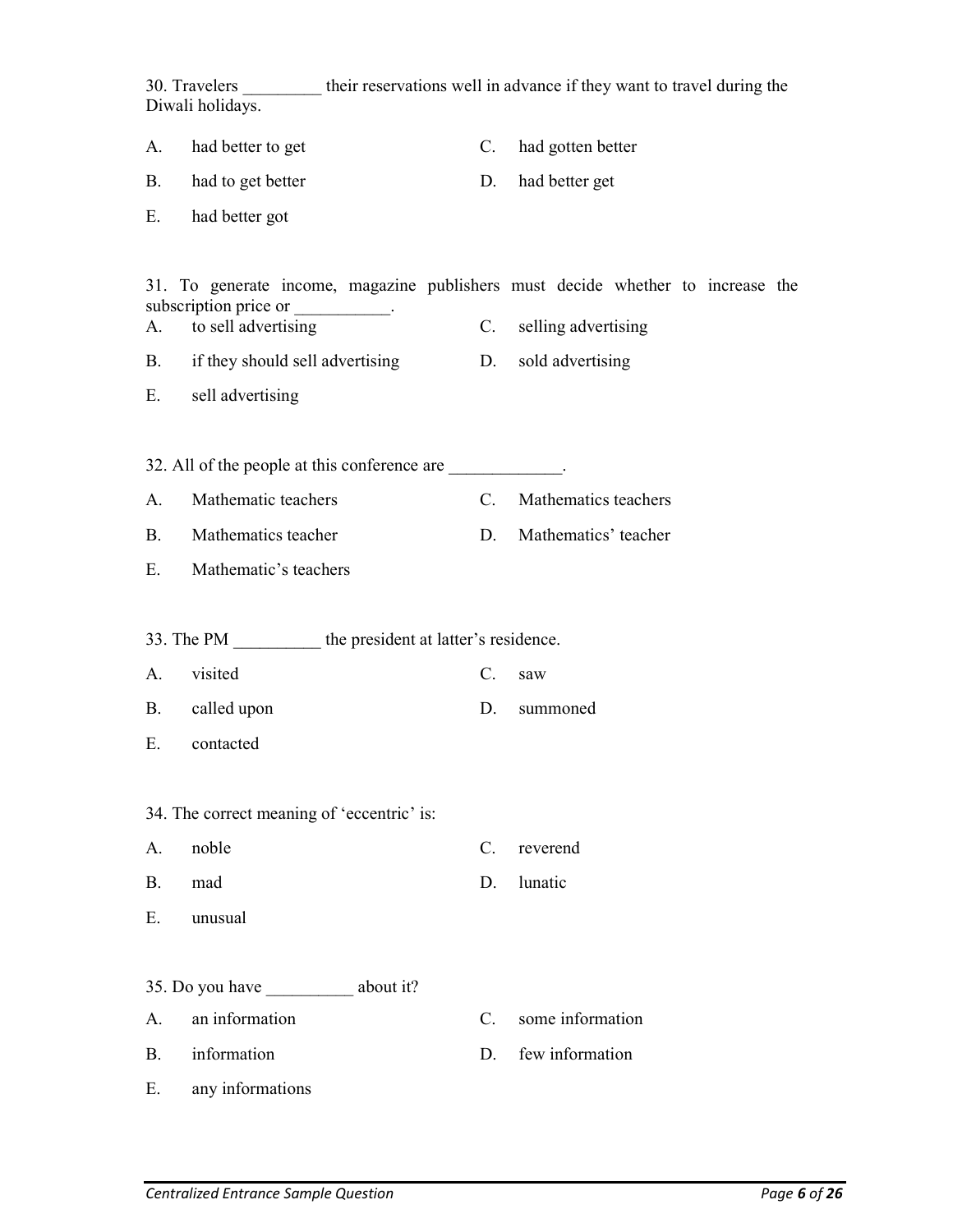30. Travelers _________ their reservations well in advance if they want to travel during the Diwali holidays.

A. had better to get

B. had to get better

C. had gotten better

D. had better get

E. had better got

31. To generate income, magazine publishers must decide whether to increase the subscription price or ___________.

A. to sell advertising

B. if they should sell advertising

C. selling advertising

D. sold advertising

E. sell advertising

32. All of the people at this conference are _____________.

A. Mathematic teachers

B. Mathematics teacher

C. Mathematics teachers

D. Mathematics' teacher

E. Mathematic's teachers

33. The PM __________ the president at latter's residence.

A. visited

B. called upon

C. saw

D. summoned

E. contacted

34. The correct meaning of 'eccentric' is:

A. noble

B. mad

C. reverend

D. lunatic

E. unusual

35. Do you have __________ about it?

A. an information

B. information

C. some information

D. few information

E. any informations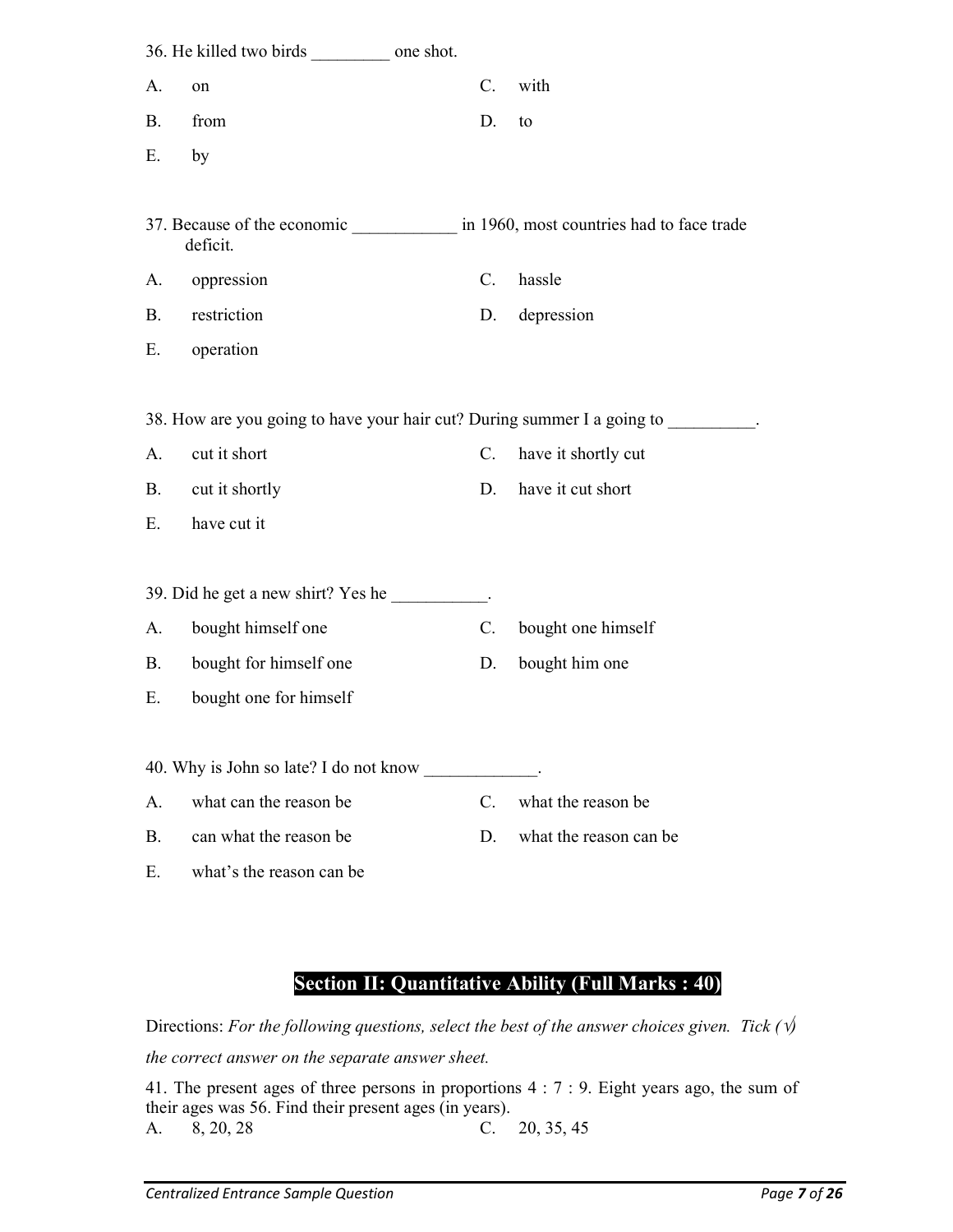36. He killed two birds _________ one shot.

A. on
B. from
C. with
D. to
E. by

37. Because of the economic ____________ in 1960, most countries had to face trade deficit.

A. oppression
B. restriction
C. hassle
D. depression
E. operation

38. How are you going to have your hair cut? During summer I a going to __________.

A. cut it short
B. cut it shortly
C. have it shortly cut
D. have it cut short
E. have cut it

39. Did he get a new shirt? Yes he ___________.

A. bought himself one
B. bought for himself one
C. bought one himself
D. bought him one
E. bought one for himself

40. Why is John so late? I do not know _____________.

A. what can the reason be
B. can what the reason be
C. what the reason be
D. what the reason can be
E. what's the reason can be

## Section II: Quantitative Ability (Full Marks : 40)

Directions: *For the following questions, select the best of the answer choices given. Tick (√) the correct answer on the separate answer sheet.*

41. The present ages of three persons in proportions 4 : 7 : 9. Eight years ago, the sum of their ages was 56. Find their present ages (in years).

A. 8, 20, 28
C. 20, 35, 45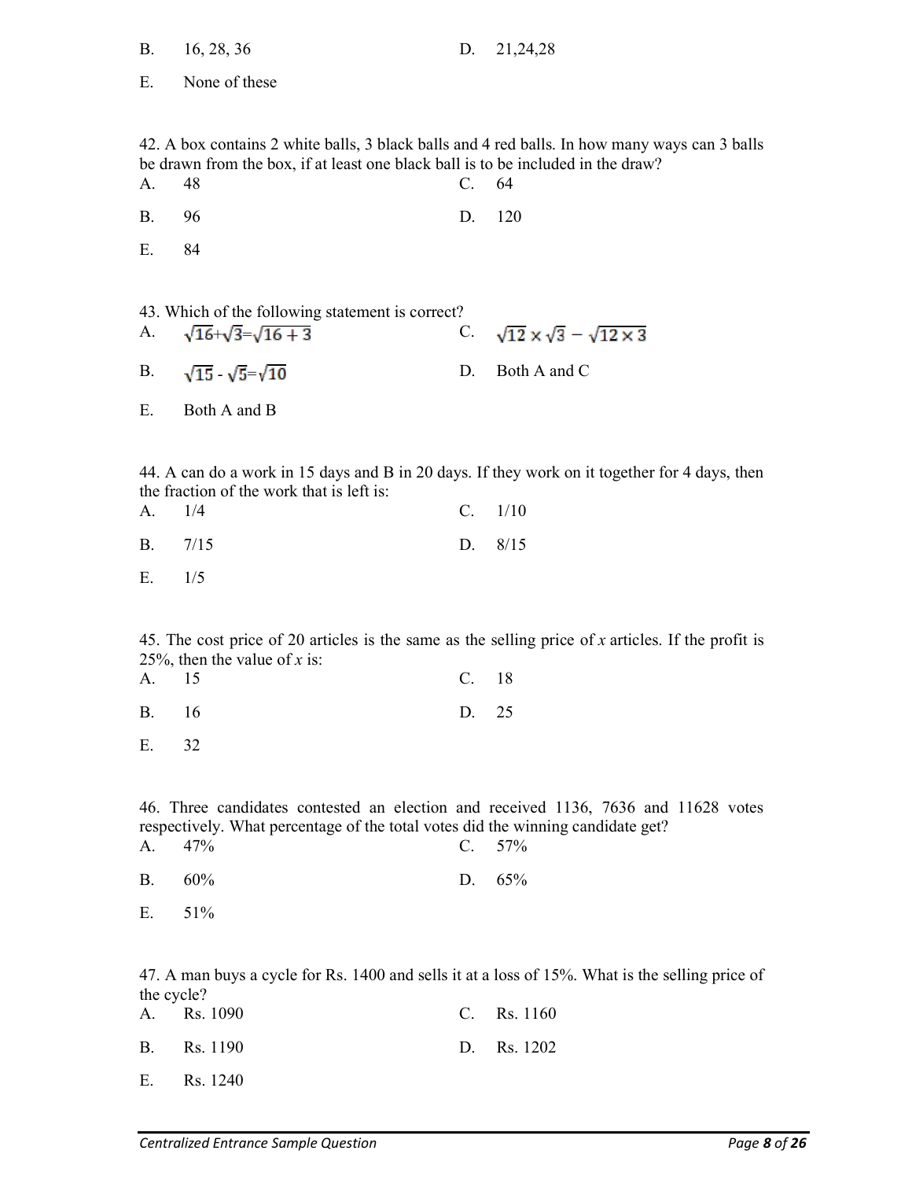B. 16, 28, 36

D. 21,24,28

E. None of these

42. A box contains 2 white balls, 3 black balls and 4 red balls. In how many ways can 3 balls be drawn from the box, if at least one black ball is to be included in the draw?

A. 48

C. 64

B. 96

D. 120

E. 84

43. Which of the following statement is correct?

A. $\sqrt{16}+\sqrt{3}=\sqrt{16+3}$

C. $\sqrt{12} \times \sqrt{3} - \sqrt{12 \times 3}$

B. $\sqrt{15} - \sqrt{5}=\sqrt{10}$

D. Both A and C

E. Both A and B

44. A can do a work in 15 days and B in 20 days. If they work on it together for 4 days, then the fraction of the work that is left is:

A. 1/4

C. 1/10

B. 7/15

D. 8/15

E. 1/5

45. The cost price of 20 articles is the same as the selling price of $x$ articles. If the profit is 25%, then the value of $x$ is:

A. 15

C. 18

B. 16

D. 25

E. 32

46. Three candidates contested an election and received 1136, 7636 and 11628 votes respectively. What percentage of the total votes did the winning candidate get?

A. 47%

C. 57%

B. 60%

D. 65%

E. 51%

47. A man buys a cycle for Rs. 1400 and sells it at a loss of 15%. What is the selling price of the cycle?

A. Rs. 1090

C. Rs. 1160

B. Rs. 1190

D. Rs. 1202

E. Rs. 1240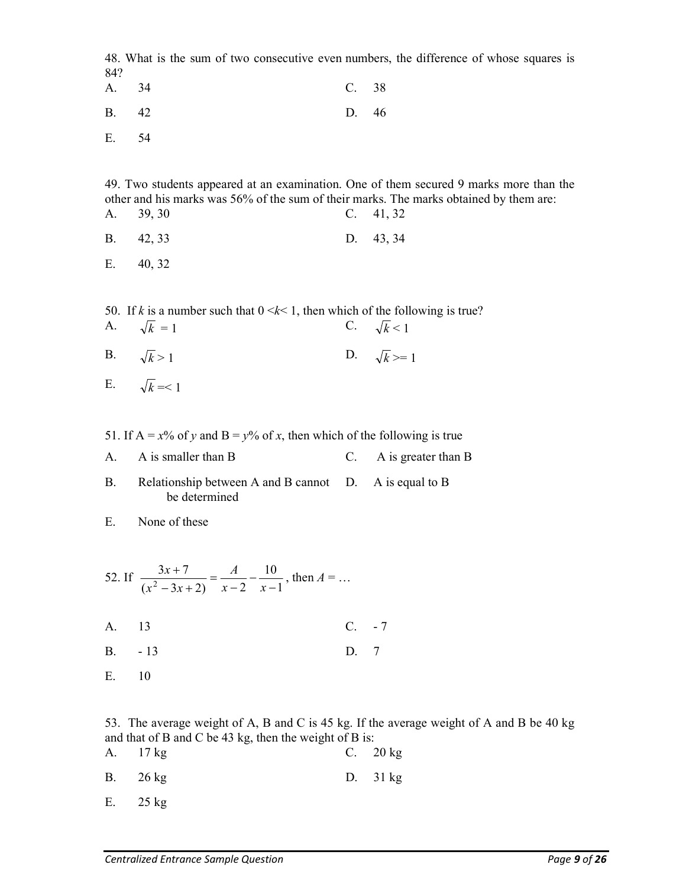48. What is the sum of two consecutive even numbers, the difference of whose squares is 84?

A. 34

B. 42

C. 38

D. 46

E. 54

49. Two students appeared at an examination. One of them secured 9 marks more than the other and his marks was 56% of the sum of their marks. The marks obtained by them are:

A. 39, 30

B. 42, 33

C. 41, 32

D. 43, 34

E. 40, 32

50. If $k$ is a number such that $0 < k < 1$, then which of the following is true?

A. $\sqrt{k} = 1$

B. $\sqrt{k} > 1$

C. $\sqrt{k} < 1$

D. $\sqrt{k} >= 1$

E. $\sqrt{k} =< 1$

51. If A = $x$% of $y$ and B = $y$% of $x$, then which of the following is true

A. A is smaller than B

B. Relationship between A and B cannot be determined

C. A is greater than B

D. A is equal to B

E. None of these

52. If $\dfrac{3x+7}{(x^2-3x+2)} = \dfrac{A}{x-2} - \dfrac{10}{x-1}$, then $A = \ldots$

A. 13

B. - 13

C. - 7

D. 7

E. 10

53. The average weight of A, B and C is 45 kg. If the average weight of A and B be 40 kg and that of B and C be 43 kg, then the weight of B is:

A. 17 kg

B. 26 kg

C. 20 kg

D. 31 kg

E. 25 kg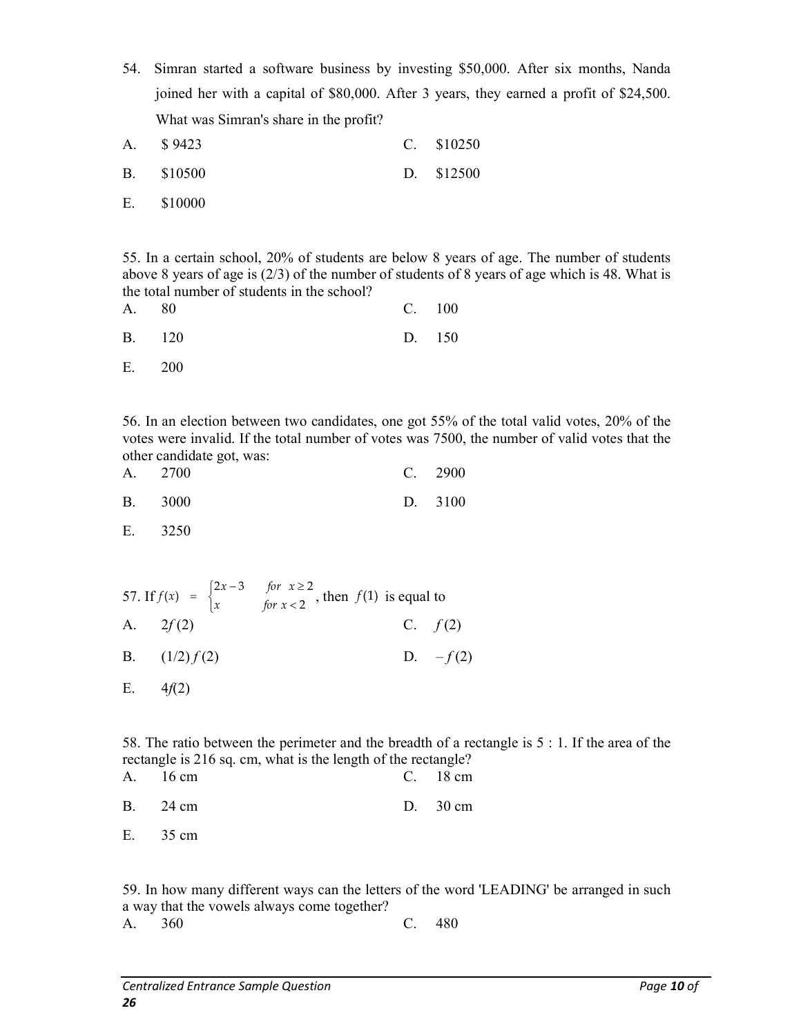54. Simran started a software business by investing \$50,000. After six months, Nanda joined her with a capital of \$80,000. After 3 years, they earned a profit of \$24,500. What was Simran's share in the profit?

A. \$ 9423

C. \$10250

B. \$10500

D. \$12500

E. \$10000

55. In a certain school, 20% of students are below 8 years of age. The number of students above 8 years of age is (2/3) of the number of students of 8 years of age which is 48. What is the total number of students in the school?

A. 80

C. 100

B. 120

D. 150

E. 200

56. In an election between two candidates, one got 55% of the total valid votes, 20% of the votes were invalid. If the total number of votes was 7500, the number of valid votes that the other candidate got, was:

A. 2700

C. 2900

B. 3000

D. 3100

E. 3250

57. If $f(x) = \begin{cases} 2x-3 & \text{for } x \geq 2 \\ x & \text{for } x < 2 \end{cases}$, then $f(1)$ is equal to

A. $2f(2)$

C. $f(2)$

B. $(1/2)f(2)$

D. $-f(2)$

E. $4f(2)$

58. The ratio between the perimeter and the breadth of a rectangle is 5 : 1. If the area of the rectangle is 216 sq. cm, what is the length of the rectangle?

A. 16 cm

C. 18 cm

B. 24 cm

D. 30 cm

E. 35 cm

59. In how many different ways can the letters of the word 'LEADING' be arranged in such a way that the vowels always come together?

A. 360

C. 480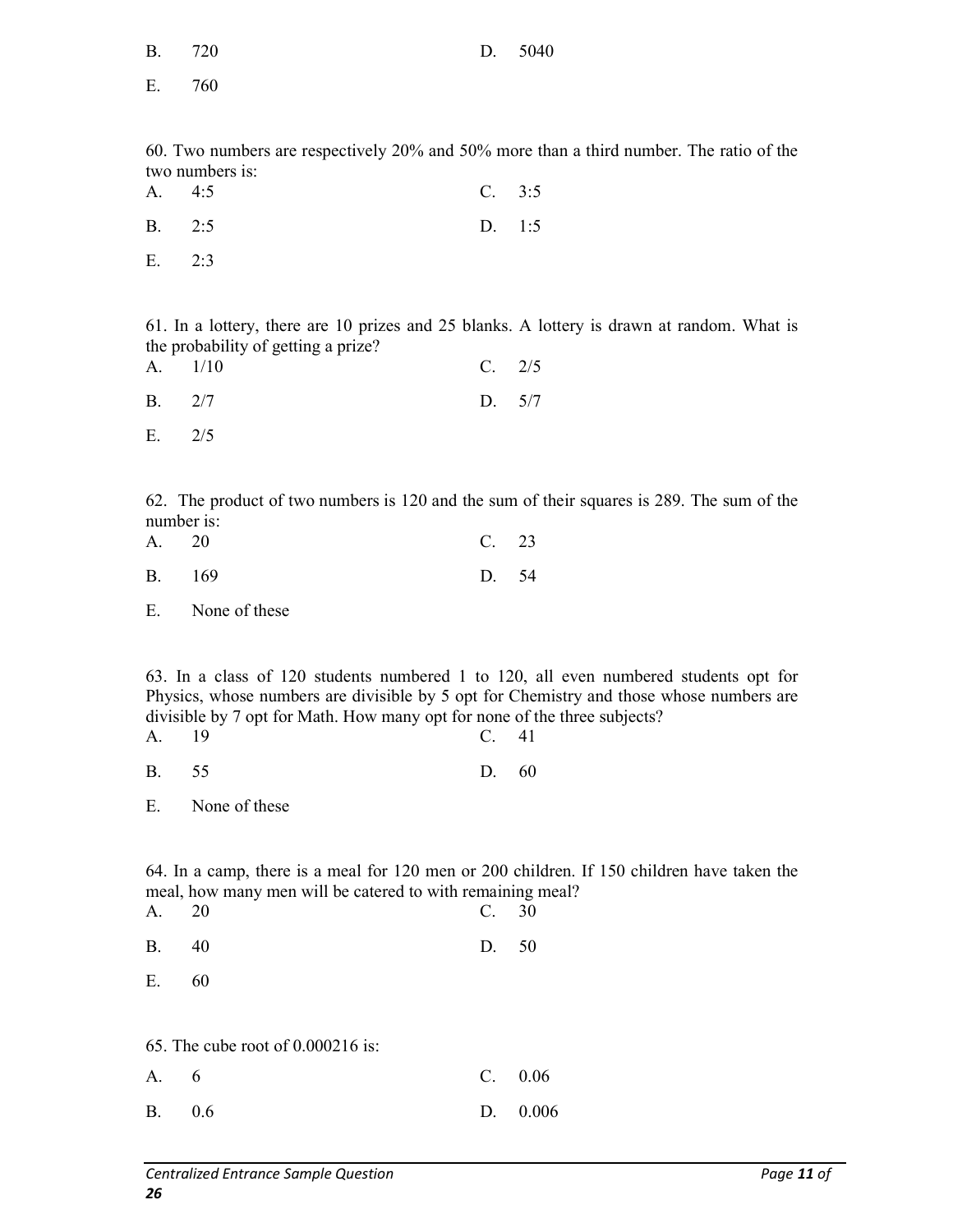B. 720 D. 5040

E. 760

60. Two numbers are respectively 20% and 50% more than a third number. The ratio of the two numbers is:

A. 4:5 C. 3:5

B. 2:5 D. 1:5

E. 2:3

61. In a lottery, there are 10 prizes and 25 blanks. A lottery is drawn at random. What is the probability of getting a prize?

A. 1/10 C. 2/5

B. 2/7 D. 5/7

E. 2/5

62. The product of two numbers is 120 and the sum of their squares is 289. The sum of the number is:

A. 20 C. 23

B. 169 D. 54

E. None of these

63. In a class of 120 students numbered 1 to 120, all even numbered students opt for Physics, whose numbers are divisible by 5 opt for Chemistry and those whose numbers are divisible by 7 opt for Math. How many opt for none of the three subjects?

A. 19 C. 41

B. 55 D. 60

E. None of these

64. In a camp, there is a meal for 120 men or 200 children. If 150 children have taken the meal, how many men will be catered to with remaining meal?

A. 20 C. 30

B. 40 D. 50

E. 60

65. The cube root of 0.000216 is:

A. 6 C. 0.06

B. 0.6 D. 0.006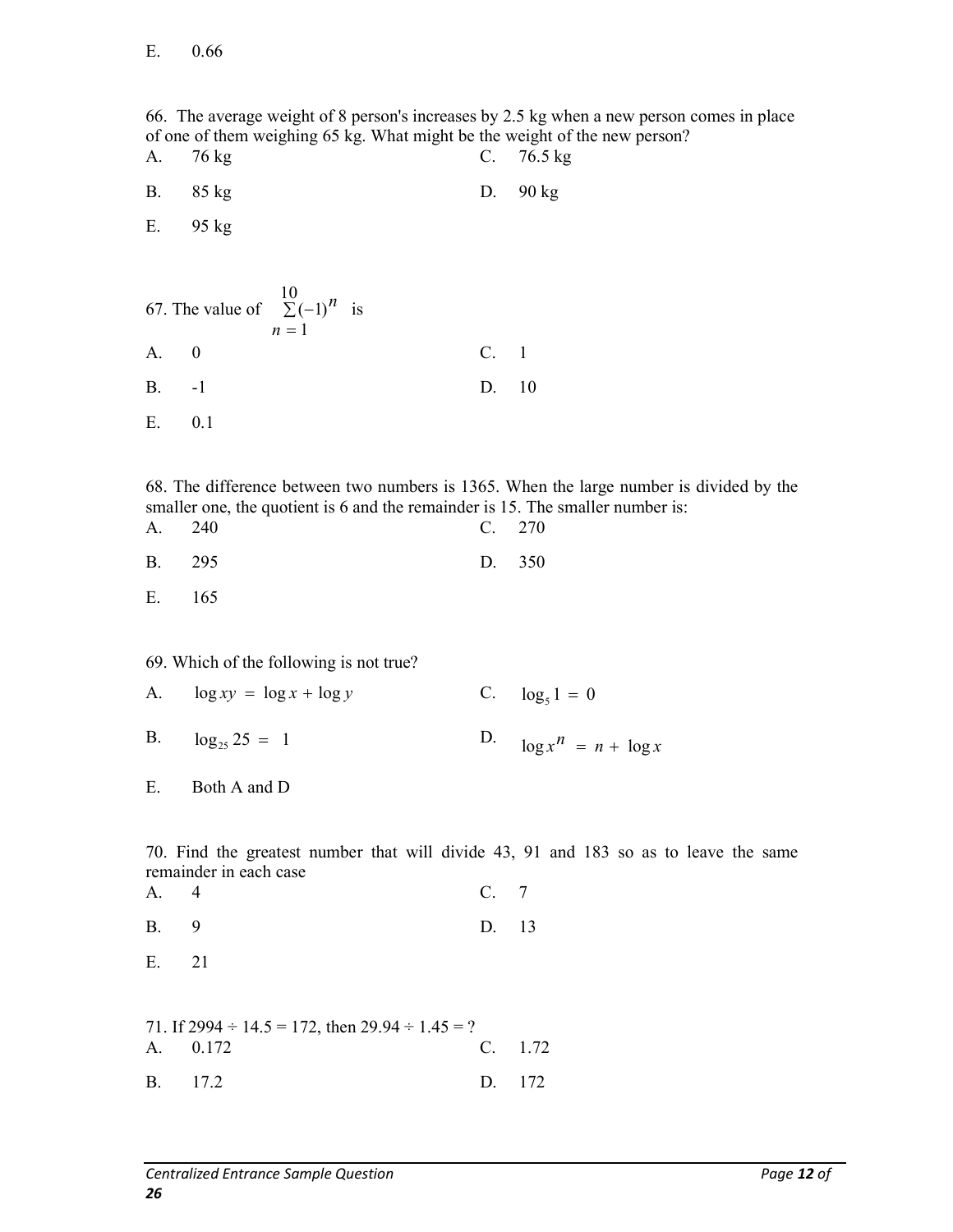E. 0.66

66. The average weight of 8 person's increases by 2.5 kg when a new person comes in place of one of them weighing 65 kg. What might be the weight of the new person?

A. 76 kg

B. 85 kg

C. 76.5 kg

D. 90 kg

E. 95 kg

67. The value of $\sum_{n=1}^{10}(-1)^n$ is

A. 0

B. -1

C. 1

D. 10

E. 0.1

68. The difference between two numbers is 1365. When the large number is divided by the smaller one, the quotient is 6 and the remainder is 15. The smaller number is:

A. 240

B. 295

C. 270

D. 350

E. 165

69. Which of the following is not true?

A. $\log xy = \log x + \log y$

B. $\log_{25} 25 = 1$

C. $\log_5 1 = 0$

D. $\log x^n = n + \log x$

E. Both A and D

70. Find the greatest number that will divide 43, 91 and 183 so as to leave the same remainder in each case

A. 4

B. 9

C. 7

D. 13

E. 21

71. If 2994 ÷ 14.5 = 172, then 29.94 ÷ 1.45 = ?

A. 0.172

B. 17.2

C. 1.72

D. 172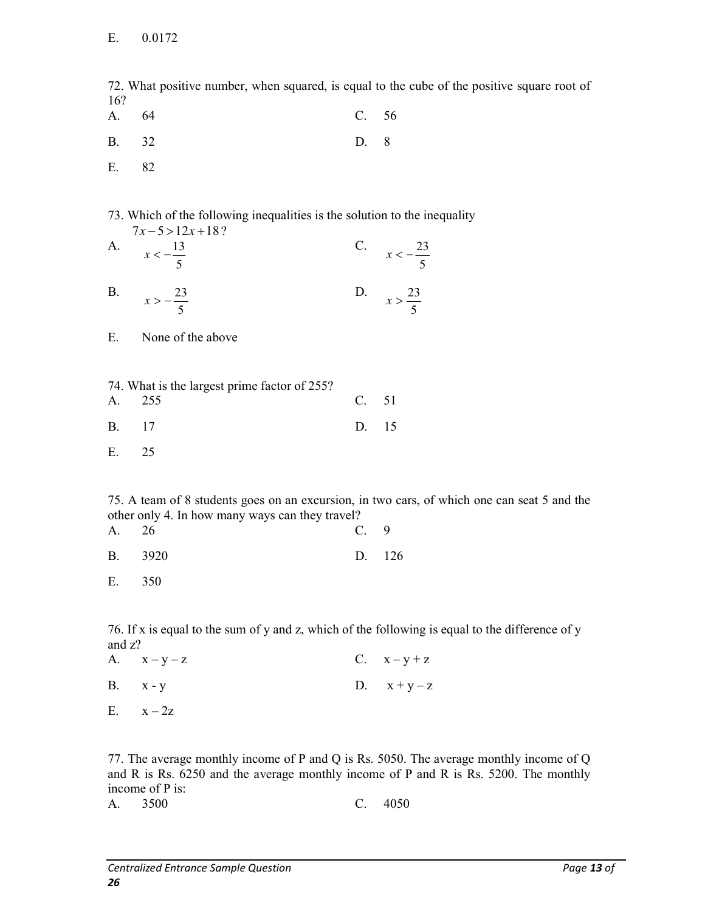E. 0.0172

72. What positive number, when squared, is equal to the cube of the positive square root of 16?

A. 64

B. 32

C. 56

D. 8

E. 82

73. Which of the following inequalities is the solution to the inequality $7x - 5 > 12x + 18$?

A. $x < -\frac{13}{5}$

B. $x > -\frac{23}{5}$

C. $x < -\frac{23}{5}$

D. $x > \frac{23}{5}$

E. None of the above

74. What is the largest prime factor of 255?

A. 255

B. 17

C. 51

D. 15

E. 25

75. A team of 8 students goes on an excursion, in two cars, of which one can seat 5 and the other only 4. In how many ways can they travel?

A. 26

B. 3920

C. 9

D. 126

E. 350

76. If x is equal to the sum of y and z, which of the following is equal to the difference of y and z?

A. x – y – z

B. x - y

C. x – y + z

D. x + y – z

E. x – 2z

77. The average monthly income of P and Q is Rs. 5050. The average monthly income of Q and R is Rs. 6250 and the average monthly income of P and R is Rs. 5200. The monthly income of P is:

A. 3500

C. 4050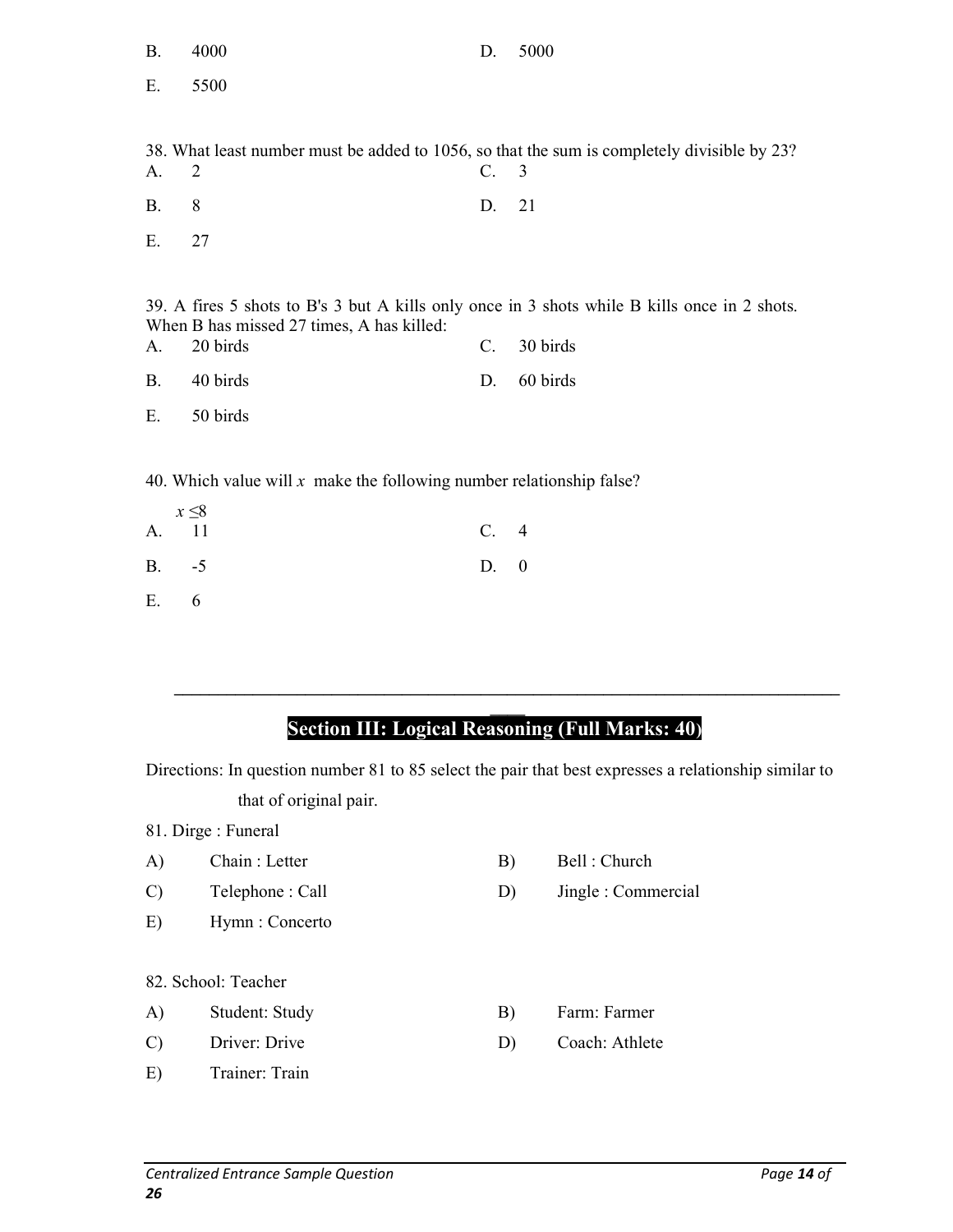B. 4000

D. 5000

E. 5500

38. What least number must be added to 1056, so that the sum is completely divisible by 23?

A. 2

C. 3

B. 8

D. 21

E. 27

39. A fires 5 shots to B's 3 but A kills only once in 3 shots while B kills once in 2 shots. When B has missed 27 times, A has killed:

A. 20 birds

C. 30 birds

B. 40 birds

D. 60 birds

E. 50 birds

40. Which value will $x$ make the following number relationship false?

$x \leq 8$

A. 11

C. 4

B. -5

D. 0

E. 6

---

## Section III: Logical Reasoning (Full Marks: 40)

Directions: In question number 81 to 85 select the pair that best expresses a relationship similar to that of original pair.

81. Dirge : Funeral

A) Chain : Letter

B) Bell : Church

C) Telephone : Call

D) Jingle : Commercial

E) Hymn : Concerto

82. School: Teacher

A) Student: Study

B) Farm: Farmer

C) Driver: Drive

D) Coach: Athlete

E) Trainer: Train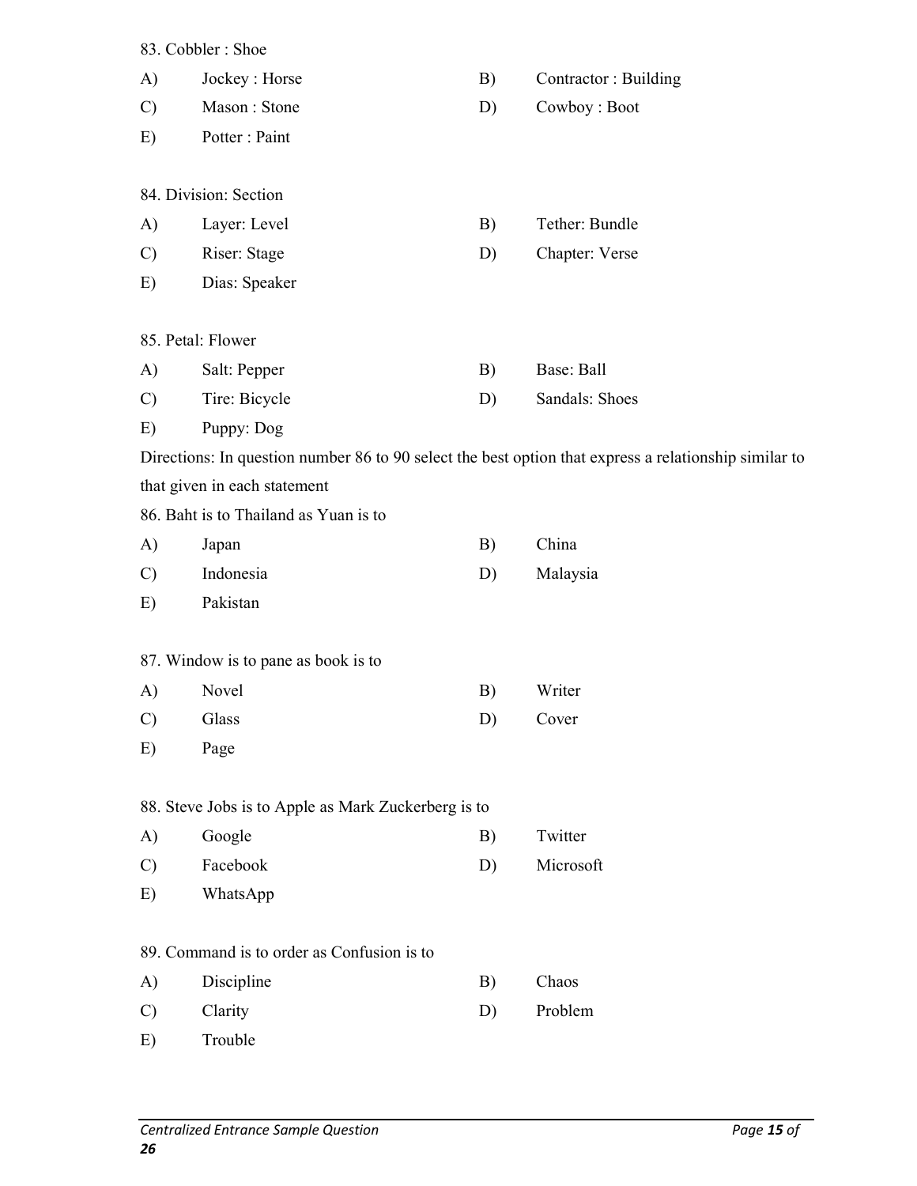83. Cobbler : Shoe

A) Jockey : Horse
B) Contractor : Building
C) Mason : Stone
D) Cowboy : Boot
E) Potter : Paint

84. Division: Section

A) Layer: Level
B) Tether: Bundle
C) Riser: Stage
D) Chapter: Verse
E) Dias: Speaker

85. Petal: Flower

A) Salt: Pepper
B) Base: Ball
C) Tire: Bicycle
D) Sandals: Shoes
E) Puppy: Dog

Directions: In question number 86 to 90 select the best option that express a relationship similar to that given in each statement

86. Baht is to Thailand as Yuan is to

A) Japan
B) China
C) Indonesia
D) Malaysia
E) Pakistan

87. Window is to pane as book is to

A) Novel
B) Writer
C) Glass
D) Cover
E) Page

88. Steve Jobs is to Apple as Mark Zuckerberg is to

A) Google
B) Twitter
C) Facebook
D) Microsoft
E) WhatsApp

89. Command is to order as Confusion is to

A) Discipline
B) Chaos
C) Clarity
D) Problem
E) Trouble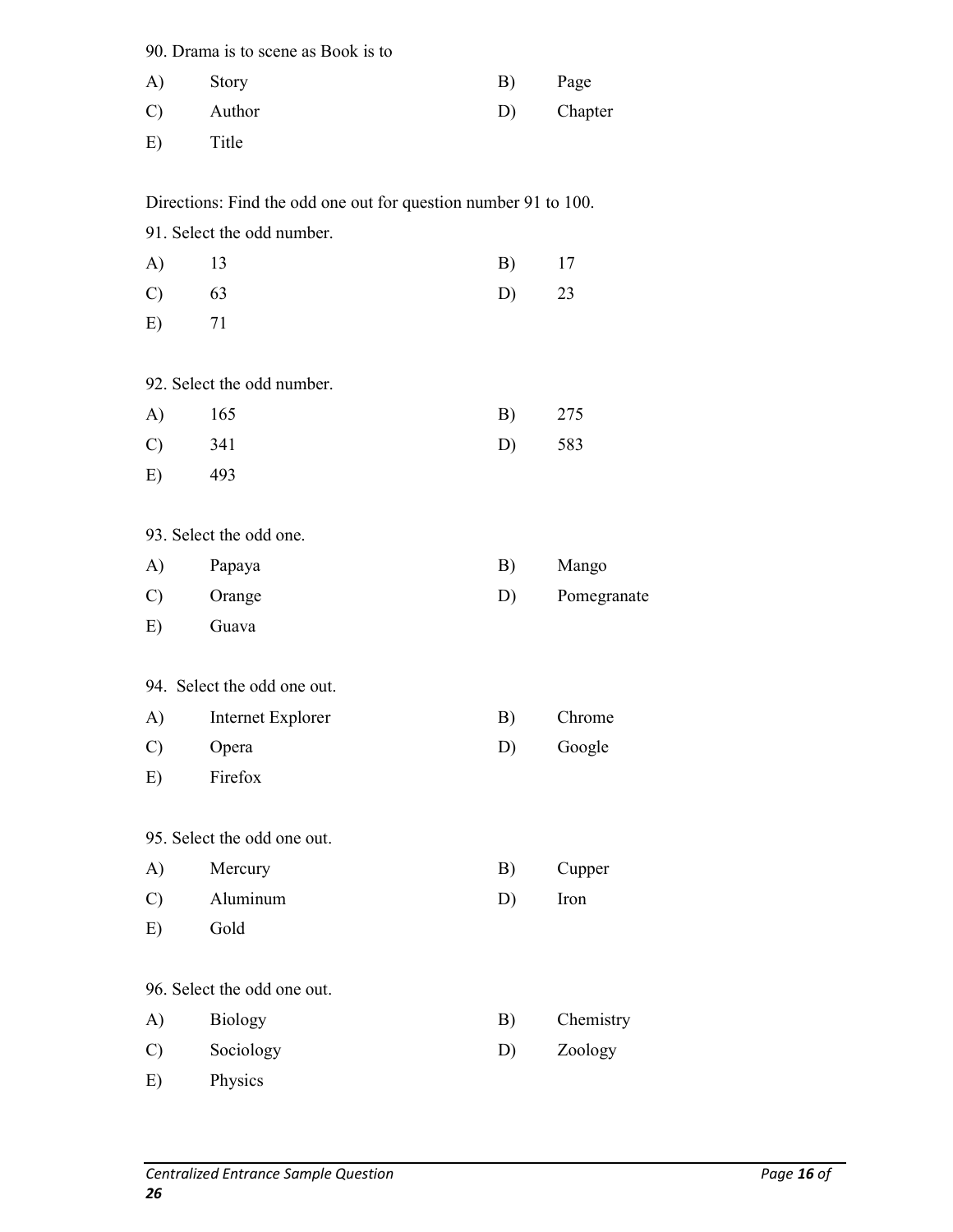90. Drama is to scene as Book is to

A) Story

B) Page

C) Author

D) Chapter

E) Title

Directions: Find the odd one out for question number 91 to 100.

91. Select the odd number.

A) 13

B) 17

C) 63

D) 23

E) 71

92. Select the odd number.

A) 165

B) 275

C) 341

D) 583

E) 493

93. Select the odd one.

A) Papaya

B) Mango

C) Orange

D) Pomegranate

E) Guava

94. Select the odd one out.

A) Internet Explorer

B) Chrome

C) Opera

D) Google

E) Firefox

95. Select the odd one out.

A) Mercury

B) Cupper

C) Aluminum

D) Iron

E) Gold

96. Select the odd one out.

A) Biology

B) Chemistry

C) Sociology

D) Zoology

E) Physics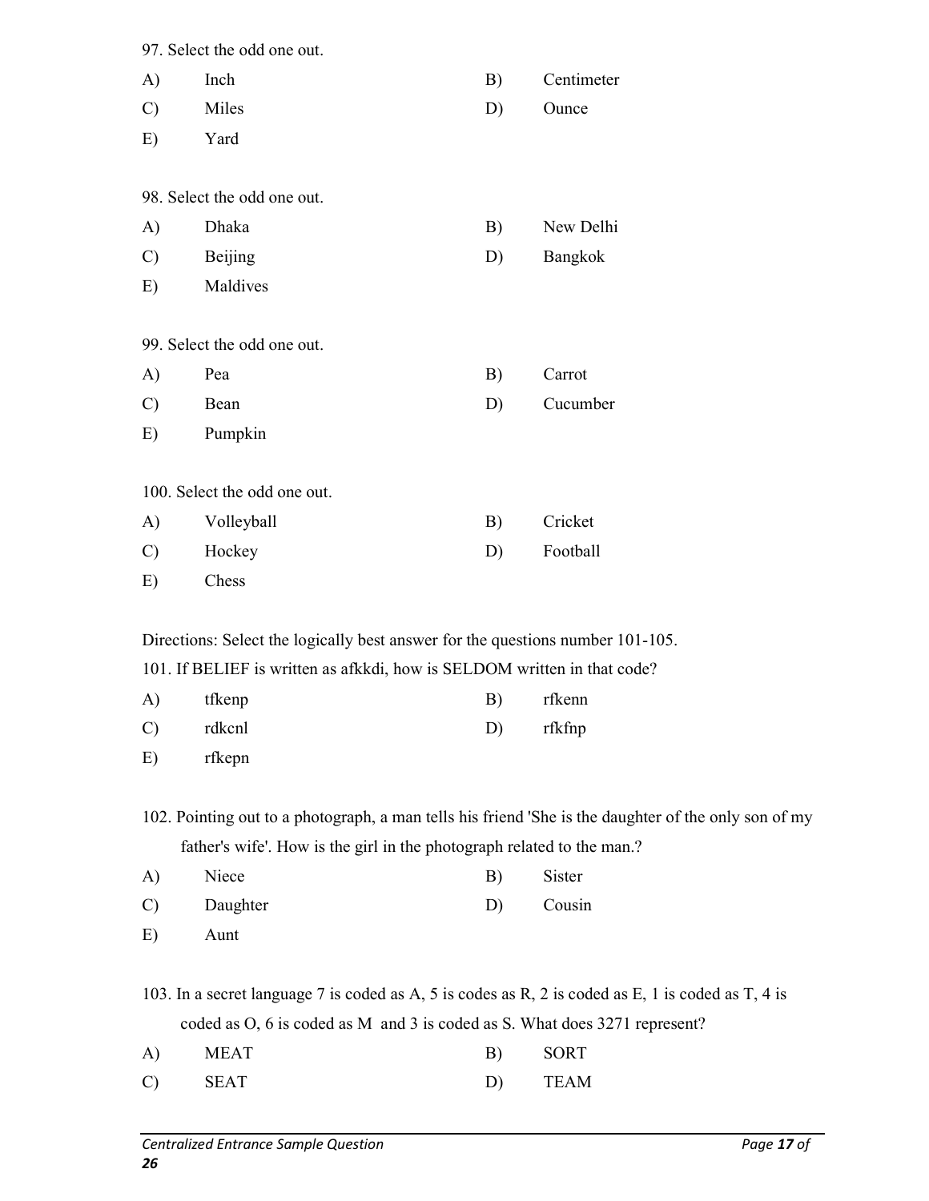97. Select the odd one out.

A) Inch
B) Centimeter
C) Miles
D) Ounce
E) Yard

98. Select the odd one out.

A) Dhaka
B) New Delhi
C) Beijing
D) Bangkok
E) Maldives

99. Select the odd one out.

A) Pea
B) Carrot
C) Bean
D) Cucumber
E) Pumpkin

100. Select the odd one out.

A) Volleyball
B) Cricket
C) Hockey
D) Football
E) Chess

Directions: Select the logically best answer for the questions number 101-105.

101. If BELIEF is written as afkkdi, how is SELDOM written in that code?

A) tfkenp
B) rfkenn
C) rdkcnl
D) rfkfnp
E) rfkepn

102. Pointing out to a photograph, a man tells his friend 'She is the daughter of the only son of my father's wife'. How is the girl in the photograph related to the man.?

A) Niece
B) Sister
C) Daughter
D) Cousin
E) Aunt

103. In a secret language 7 is coded as A, 5 is codes as R, 2 is coded as E, 1 is coded as T, 4 is coded as O, 6 is coded as M and 3 is coded as S. What does 3271 represent?

A) MEAT
B) SORT
C) SEAT
D) TEAM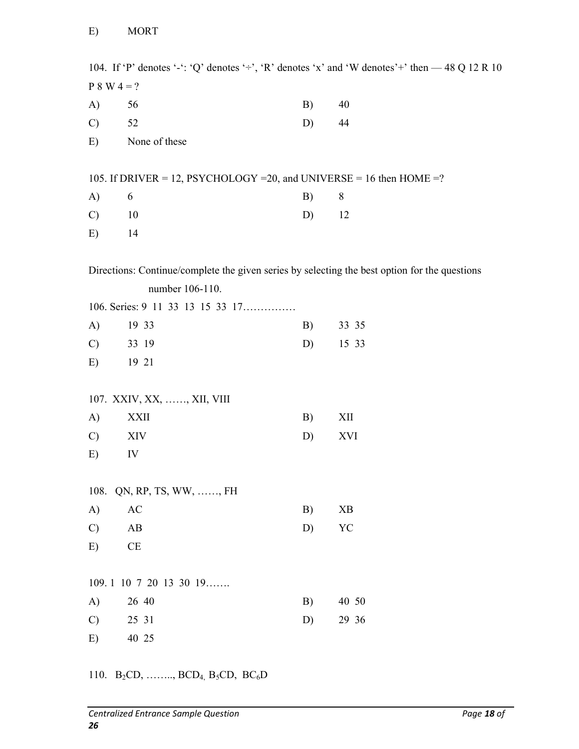E) MORT

104. If 'P' denotes '-': 'Q' denotes '÷', 'R' denotes 'x' and 'W denotes'+' then — 48 Q 12 R 10 P 8 W 4 = ?

A) 56
B) 40
C) 52
D) 44
E) None of these

105. If DRIVER = 12, PSYCHOLOGY =20, and UNIVERSE = 16 then HOME =?

A) 6
B) 8
C) 10
D) 12
E) 14

Directions: Continue/complete the given series by selecting the best option for the questions number 106-110.

106. Series: 9 11 33 13 15 33 17……………

A) 19 33
B) 33 35
C) 33 19
D) 15 33
E) 19 21

107. XXIV, XX, ……, XII, VIII

A) XXII
B) XII
C) XIV
D) XVI
E) IV

108. QN, RP, TS, WW, ……, FH

A) AC
B) XB
C) AB
D) YC
E) CE

109. 1 10 7 20 13 30 19…….

A) 26 40
B) 40 50
C) 25 31
D) 29 36
E) 40 25

110. $B_2CD$, …….., $BCD_4$, $B_5CD$, $BC_6D$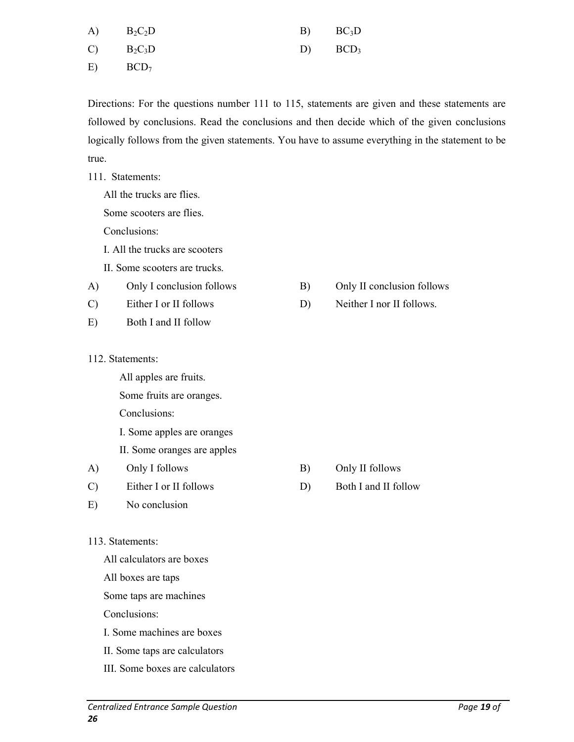A) $B_2C_2D$

B) $BC_3D$

C) $B_2C_3D$

D) $BCD_3$

E) $BCD_7$

Directions: For the questions number 111 to 115, statements are given and these statements are followed by conclusions. Read the conclusions and then decide which of the given conclusions logically follows from the given statements. You have to assume everything in the statement to be true.

111. Statements:

All the trucks are flies.

Some scooters are flies.

Conclusions:

I. All the trucks are scooters

II. Some scooters are trucks.

A) Only I conclusion follows

B) Only II conclusion follows

C) Either I or II follows

D) Neither I nor II follows.

E) Both I and II follow

112. Statements:

All apples are fruits.

Some fruits are oranges.

Conclusions:

I. Some apples are oranges

II. Some oranges are apples

A) Only I follows

B) Only II follows

C) Either I or II follows

D) Both I and II follow

E) No conclusion

113. Statements:

All calculators are boxes

All boxes are taps

Some taps are machines

Conclusions:

I. Some machines are boxes

II. Some taps are calculators

III. Some boxes are calculators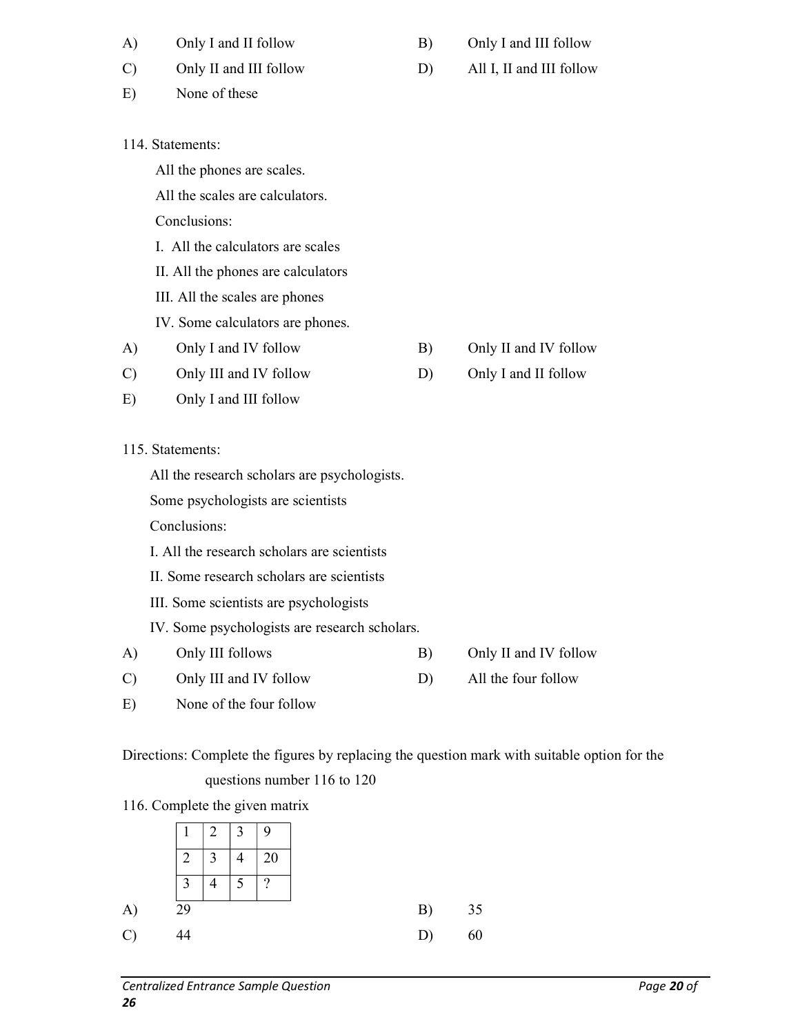A) Only I and II follow

B) Only I and III follow

C) Only II and III follow

D) All I, II and III follow

E) None of these

114. Statements:

All the phones are scales.

All the scales are calculators.

Conclusions:

I. All the calculators are scales

II. All the phones are calculators

III. All the scales are phones

IV. Some calculators are phones.

A) Only I and IV follow

B) Only II and IV follow

C) Only III and IV follow

D) Only I and II follow

E) Only I and III follow

115. Statements:

All the research scholars are psychologists.

Some psychologists are scientists

Conclusions:

I. All the research scholars are scientists

II. Some research scholars are scientists

III. Some scientists are psychologists

IV. Some psychologists are research scholars.

A) Only III follows

B) Only II and IV follow

C) Only III and IV follow

D) All the four follow

E) None of the four follow

Directions: Complete the figures by replacing the question mark with suitable option for the questions number 116 to 120

116. Complete the given matrix

| 1 | 2 | 3 | 9 |
|---|---|---|---|
| 2 | 3 | 4 | 20 |
| 3 | 4 | 5 | ? |

A) 29

B) 35

C) 44

D) 60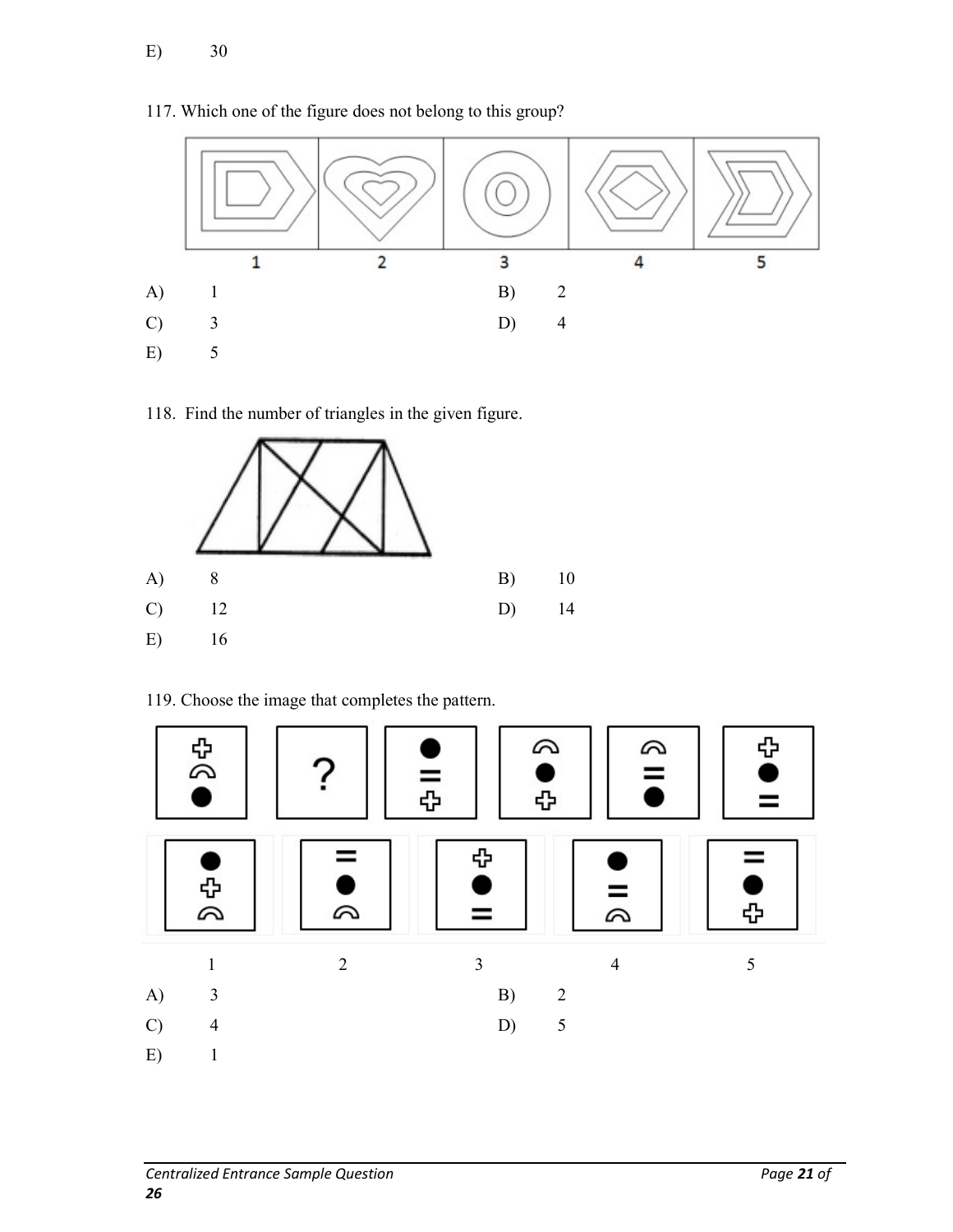E) 30

117. Which one of the figure does not belong to this group?

1 2 3 4 5

A) 1

B) 2

C) 3

D) 4

E) 5

118. Find the number of triangles in the given figure.

A) 8

B) 10

C) 12

D) 14

E) 16

119. Choose the image that completes the pattern.

1 2 3 4 5

A) 3

B) 2

C) 4

D) 5

E) 1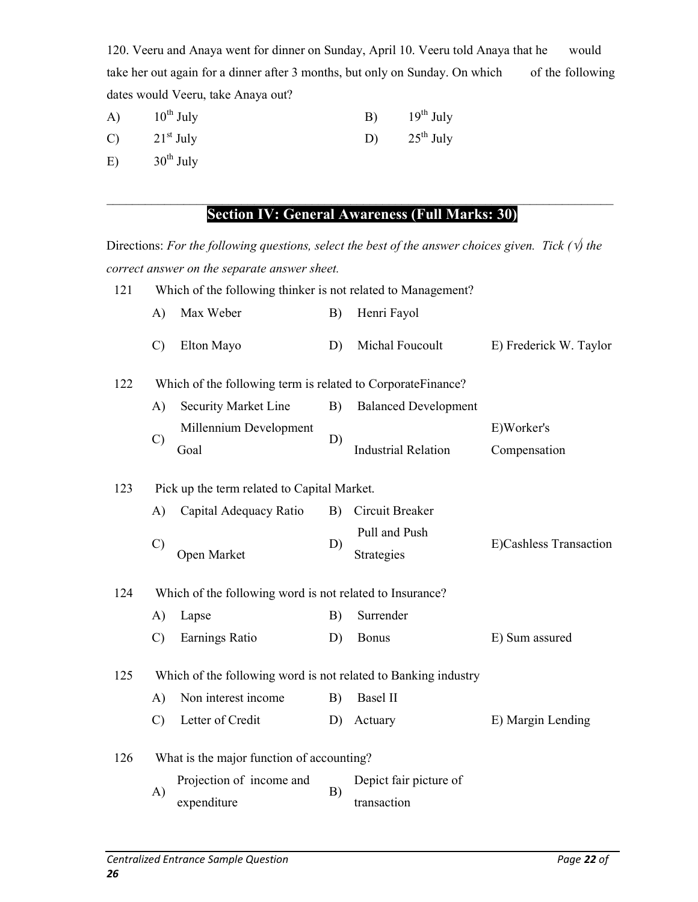120. Veeru and Anaya went for dinner on Sunday, April 10. Veeru told Anaya that he would take her out again for a dinner after 3 months, but only on Sunday. On which of the following dates would Veeru, take Anaya out?

A) 10th July B) 19th July

C) 21st July D) 25th July

E) 30th July

---

## Section IV: General Awareness (Full Marks: 30)

Directions: *For the following questions, select the best of the answer choices given. Tick (√) the correct answer on the separate answer sheet.*

121 Which of the following thinker is not related to Management?

A) Max Weber B) Henri Fayol

C) Elton Mayo D) Michal Foucoult E) Frederick W. Taylor

122 Which of the following term is related to CorporateFinance?

A) Security Market Line B) Balanced Development

C) Millennium Development Goal D) Industrial Relation E) Worker's Compensation

123 Pick up the term related to Capital Market.

A) Capital Adequacy Ratio B) Circuit Breaker

C) Open Market D) Pull and Push Strategies E) Cashless Transaction

124 Which of the following word is not related to Insurance?

A) Lapse B) Surrender

C) Earnings Ratio D) Bonus E) Sum assured

125 Which of the following word is not related to Banking industry

A) Non interest income B) Basel II

C) Letter of Credit D) Actuary E) Margin Lending

126 What is the major function of accounting?

A) Projection of income and expenditure B) Depict fair picture of transaction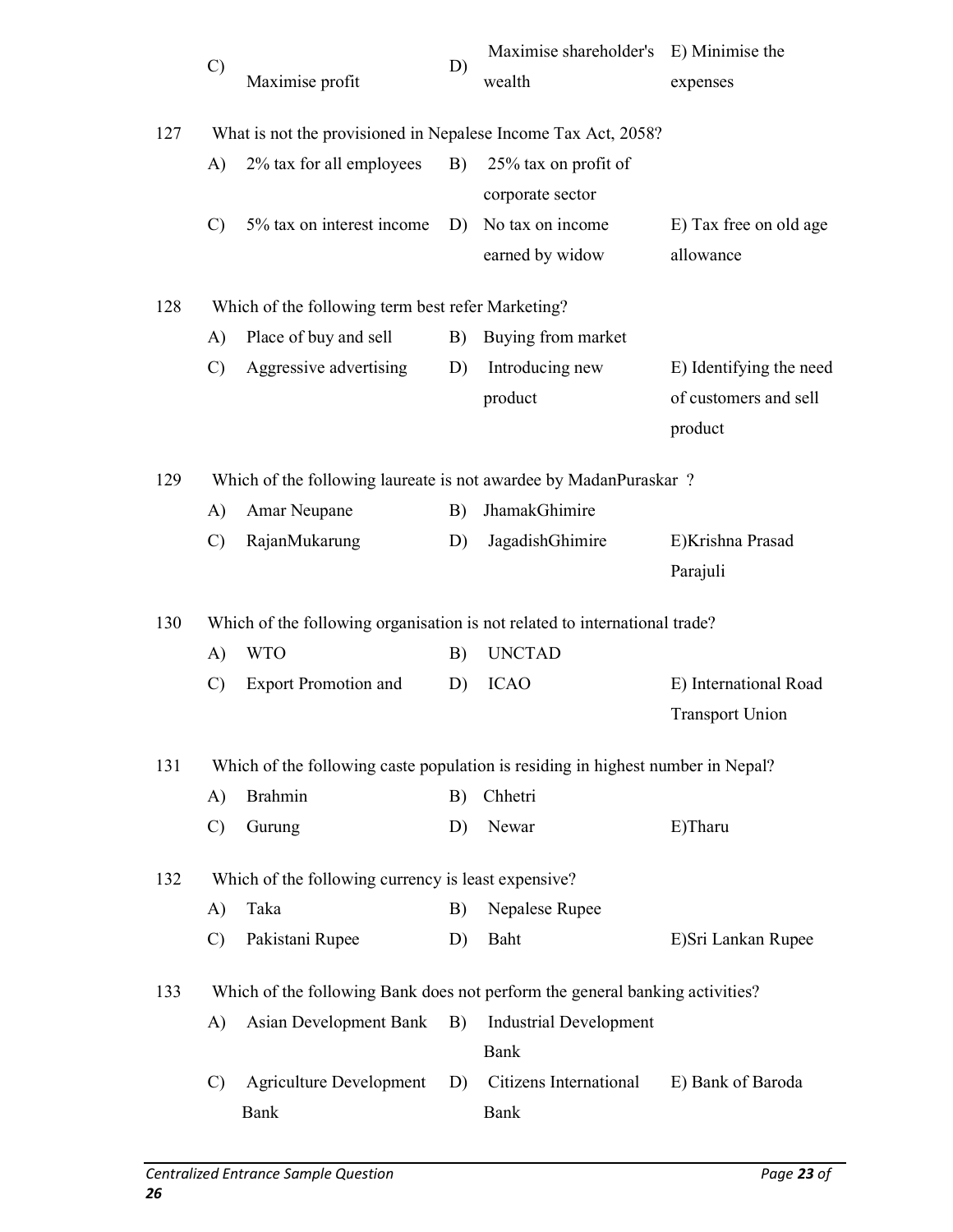C) Maximise profit D) Maximise shareholder's wealth E) Minimise the expenses

127 What is not the provisioned in Nepalese Income Tax Act, 2058?

A) 2% tax for all employees
B) 25% tax on profit of corporate sector
C) 5% tax on interest income
D) No tax on income earned by widow
E) Tax free on old age allowance

128 Which of the following term best refer Marketing?

A) Place of buy and sell
B) Buying from market
C) Aggressive advertising
D) Introducing new product
E) Identifying the need of customers and sell product

129 Which of the following laureate is not awardee by MadanPuraskar ?

A) Amar Neupane
B) JhamakGhimire
C) RajanMukarung
D) JagadishGhimire
E)Krishna Prasad Parajuli

130 Which of the following organisation is not related to international trade?

A) WTO
B) UNCTAD
C) Export Promotion and
D) ICAO
E) International Road Transport Union

131 Which of the following caste population is residing in highest number in Nepal?

A) Brahmin
B) Chhetri
C) Gurung
D) Newar
E)Tharu

132 Which of the following currency is least expensive?

A) Taka
B) Nepalese Rupee
C) Pakistani Rupee
D) Baht
E)Sri Lankan Rupee

133 Which of the following Bank does not perform the general banking activities?

A) Asian Development Bank
B) Industrial Development Bank
C) Agriculture Development Bank
D) Citizens International Bank
E) Bank of Baroda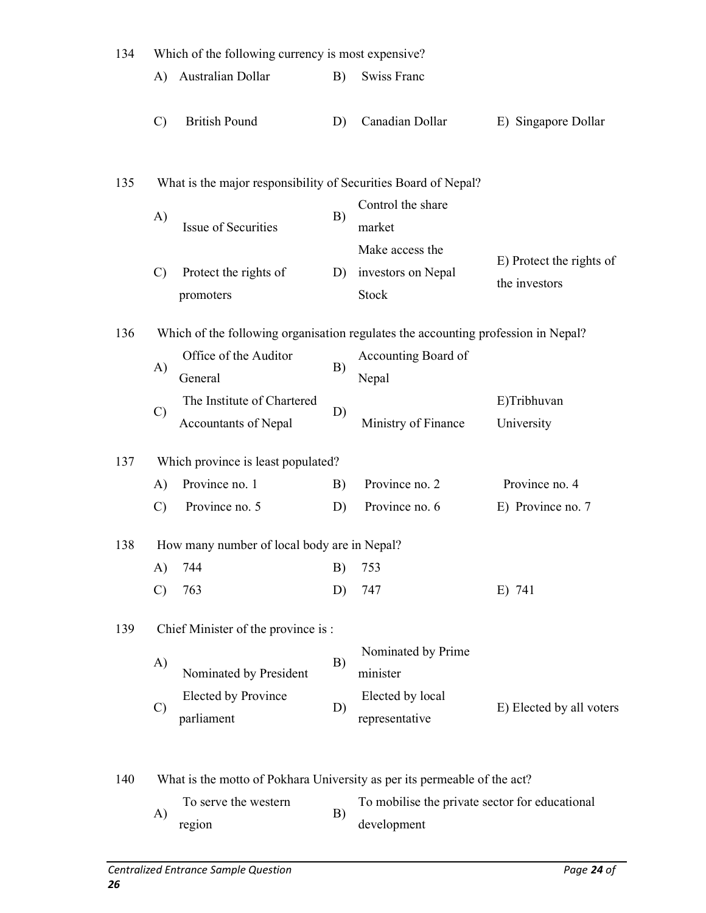134 Which of the following currency is most expensive?

A) Australian Dollar  B) Swiss Franc

C) British Pound  D) Canadian Dollar  E) Singapore Dollar

135 What is the major responsibility of Securities Board of Nepal?

A) Issue of Securities  B) Control the share market

C) Protect the rights of promoters  D) Make access the investors on Nepal Stock  E) Protect the rights of the investors

136 Which of the following organisation regulates the accounting profession in Nepal?

A) Office of the Auditor General  B) Accounting Board of Nepal

C) The Institute of Chartered Accountants of Nepal  D) Ministry of Finance  E)Tribhuvan University

137 Which province is least populated?

A) Province no. 1  B) Province no. 2  Province no. 4

C) Province no. 5  D) Province no. 6  E) Province no. 7

138 How many number of local body are in Nepal?

A) 744  B) 753

C) 763  D) 747  E) 741

139 Chief Minister of the province is :

A) Nominated by President  B) Nominated by Prime minister

C) Elected by Province parliament  D) Elected by local representative  E) Elected by all voters

140 What is the motto of Pokhara University as per its permeable of the act?

A) To serve the western region  B) To mobilise the private sector for educational development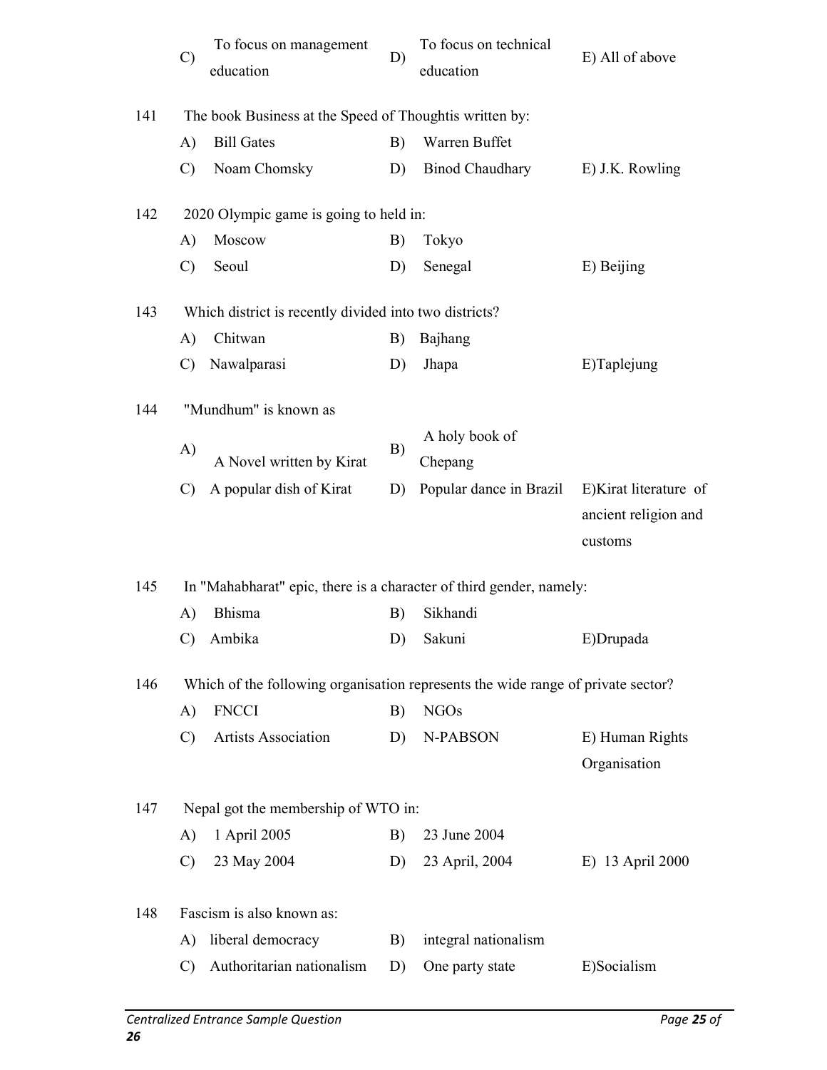C) To focus on management education D) To focus on technical education E) All of above

141 The book Business at the Speed of Thoughtis written by:

A) Bill Gates B) Warren Buffet
C) Noam Chomsky D) Binod Chaudhary E) J.K. Rowling

142 2020 Olympic game is going to held in:

A) Moscow B) Tokyo
C) Seoul D) Senegal E) Beijing

143 Which district is recently divided into two districts?

A) Chitwan B) Bajhang
C) Nawalparasi D) Jhapa E)Taplejung

144 "Mundhum" is known as

A) A Novel written by Kirat B) A holy book of Chepang
C) A popular dish of Kirat D) Popular dance in Brazil E)Kirat literature of ancient religion and customs

145 In "Mahabharat" epic, there is a character of third gender, namely:

A) Bhisma B) Sikhandi
C) Ambika D) Sakuni E)Drupada

146 Which of the following organisation represents the wide range of private sector?

A) FNCCI B) NGOs
C) Artists Association D) N-PABSON E) Human Rights Organisation

147 Nepal got the membership of WTO in:

A) 1 April 2005 B) 23 June 2004
C) 23 May 2004 D) 23 April, 2004 E) 13 April 2000

148 Fascism is also known as:

A) liberal democracy B) integral nationalism
C) Authoritarian nationalism D) One party state E)Socialism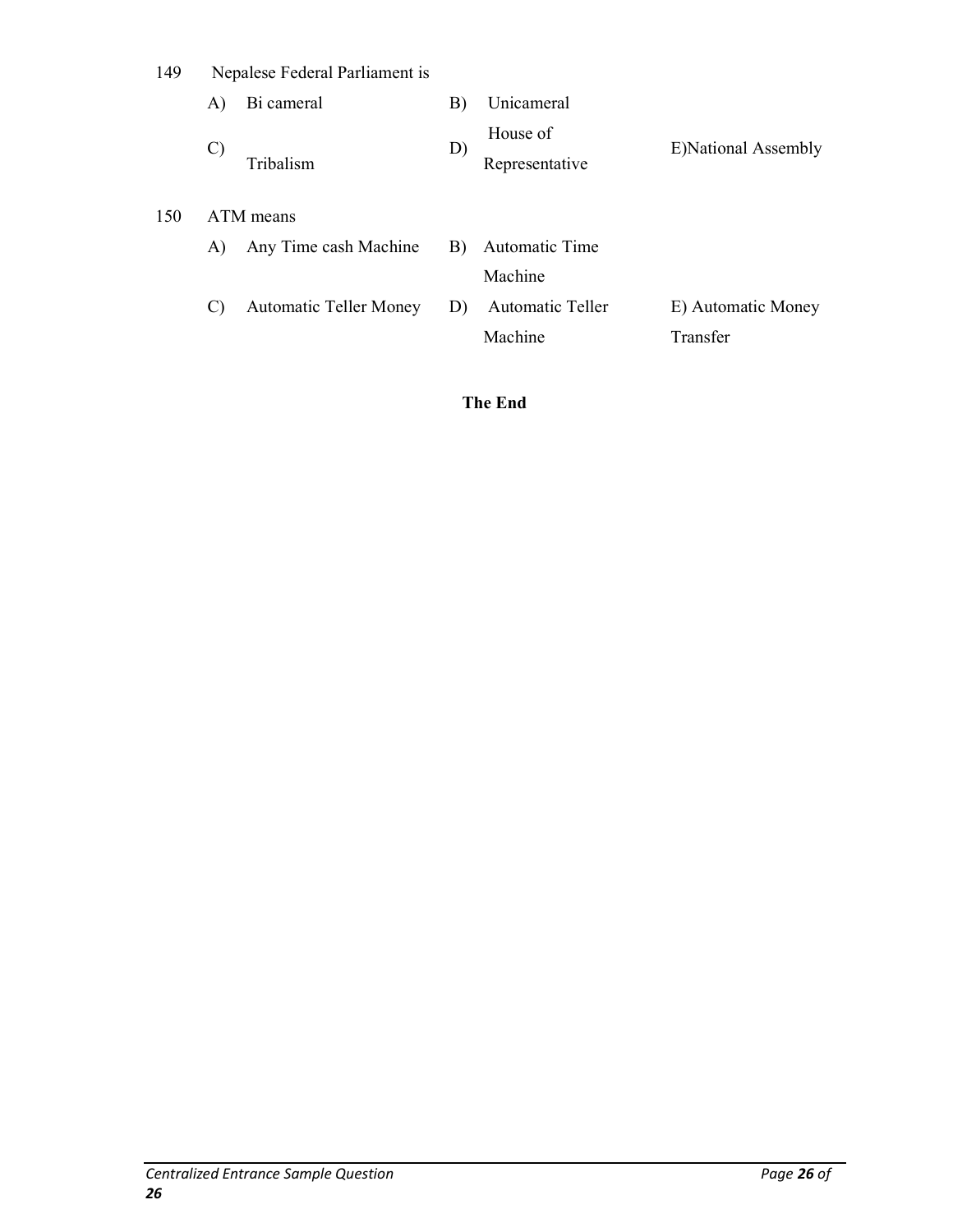149 Nepalese Federal Parliament is

A) Bi cameral
B) Unicameral
C) Tribalism
D) House of Representative
E) National Assembly

150 ATM means

A) Any Time cash Machine
B) Automatic Time Machine
C) Automatic Teller Money
D) Automatic Teller Machine
E) Automatic Money Transfer

**The End**